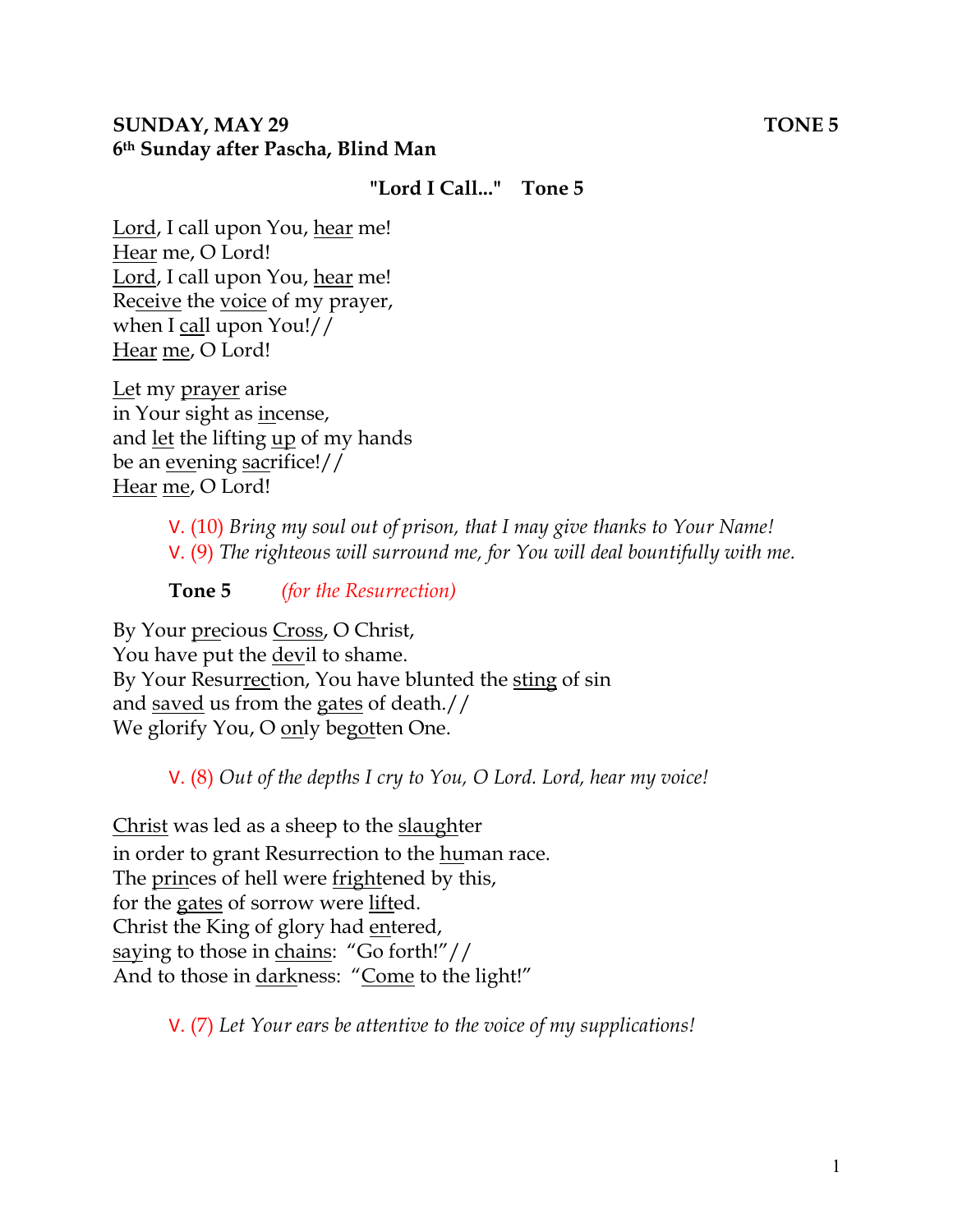**SUNDAY, MAY 29** **TONE 5**
**6th Sunday after Pascha, Blind Man**

**"Lord I Call..." Tone 5**

Lord, I call upon You, hear me!
Hear me, O Lord!
Lord, I call upon You, hear me!
Receive the voice of my prayer,
when I call upon You!//
Hear me, O Lord!

Let my prayer arise
in Your sight as incense,
and let the lifting up of my hands
be an evening sacrifice!//
Hear me, O Lord!

V. (10) *Bring my soul out of prison, that I may give thanks to Your Name!*
V. (9) *The righteous will surround me, for You will deal bountifully with me.*

**Tone 5** *(for the Resurrection)*

By Your precious Cross, O Christ,
You have put the devil to shame.
By Your Resurrection, You have blunted the sting of sin
and saved us from the gates of death.//
We glorify You, O only begotten One.

V. (8) *Out of the depths I cry to You, O Lord. Lord, hear my voice!*

Christ was led as a sheep to the slaughter
in order to grant Resurrection to the human race.
The princes of hell were frightened by this,
for the gates of sorrow were lifted.
Christ the King of glory had entered,
saying to those in chains: "Go forth!"//
And to those in darkness: "Come to the light!"

V. (7) *Let Your ears be attentive to the voice of my supplications!*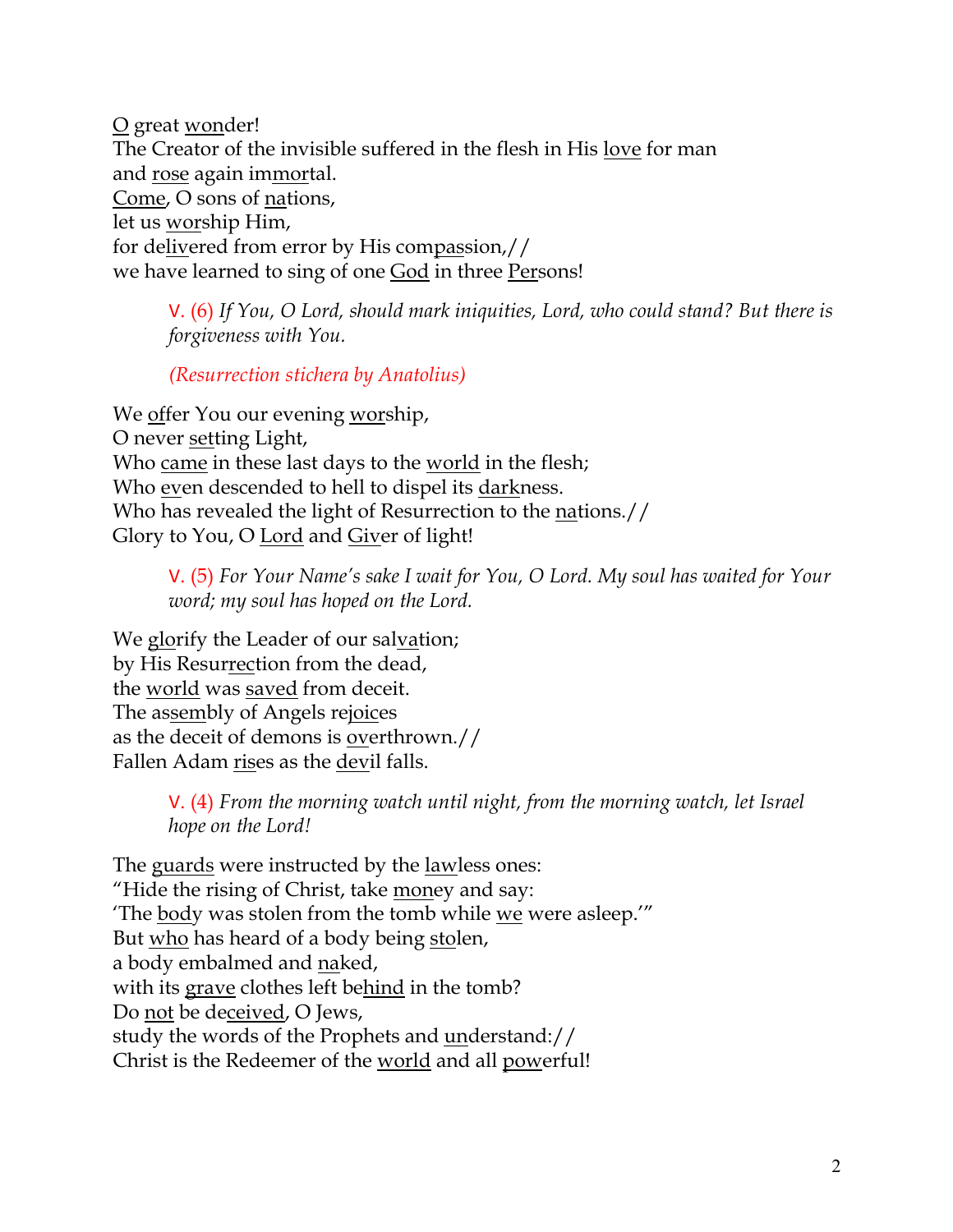O great wonder!
The Creator of the invisible suffered in the flesh in His love for man
and rose again immortal.
Come, O sons of nations,
let us worship Him,
for delivered from error by His compassion,//
we have learned to sing of one God in three Persons!

> V. (6) *If You, O Lord, should mark iniquities, Lord, who could stand? But there is forgiveness with You.*
>
> *(Resurrection stichera by Anatolius)*

We offer You our evening worship,
O never setting Light,
Who came in these last days to the world in the flesh;
Who even descended to hell to dispel its darkness.
Who has revealed the light of Resurrection to the nations.//
Glory to You, O Lord and Giver of light!

> V. (5) *For Your Name's sake I wait for You, O Lord. My soul has waited for Your word; my soul has hoped on the Lord.*

We glorify the Leader of our salvation;
by His Resurrection from the dead,
the world was saved from deceit.
The assembly of Angels rejoices
as the deceit of demons is overthrown.//
Fallen Adam rises as the devil falls.

> V. (4) *From the morning watch until night, from the morning watch, let Israel hope on the Lord!*

The guards were instructed by the lawless ones:
"Hide the rising of Christ, take money and say:
'The body was stolen from the tomb while we were asleep.'"
But who has heard of a body being stolen,
a body embalmed and naked,
with its grave clothes left behind in the tomb?
Do not be deceived, O Jews,
study the words of the Prophets and understand://
Christ is the Redeemer of the world and all powerful!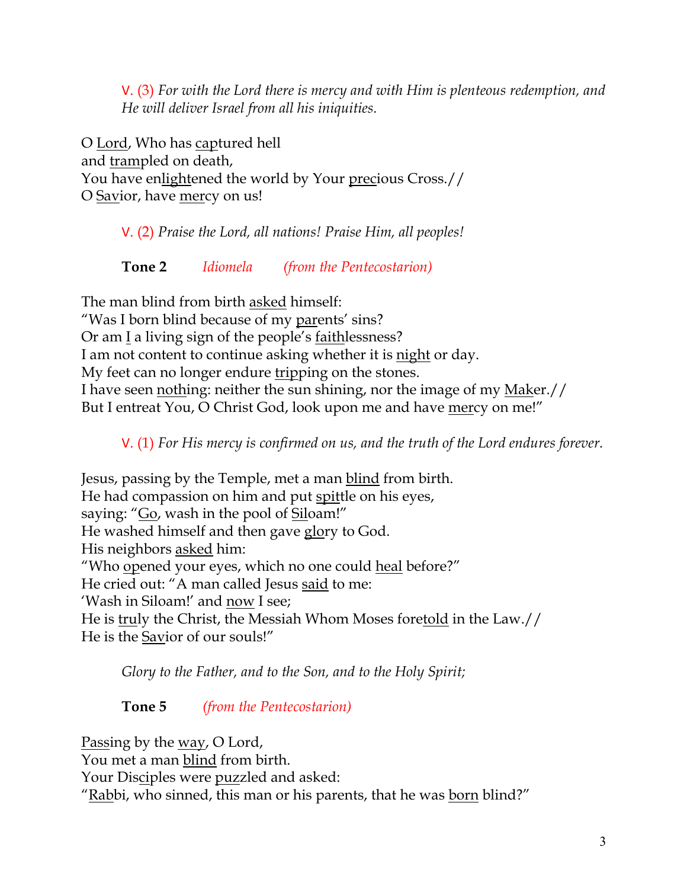V. (3) *For with the Lord there is mercy and with Him is plenteous redemption, and He will deliver Israel from all his iniquities.*

O <u>Lord</u>, Who has <u>cap</u>tured hell
and <u>tram</u>pled on death,
You have en<u>light</u>ened the world by Your <u>pre</u>cious Cross.//
O <u>Sav</u>ior, have <u>mer</u>cy on us!

V. (2) *Praise the Lord, all nations! Praise Him, all peoples!*

**Tone 2** *Idiomela* *(from the Pentecostarion)*

The man blind from birth <u>asked</u> himself:
"Was I born blind because of my <u>par</u>ents' sins?
Or am <u>I</u> a living sign of the people's <u>faith</u>lessness?
I am not content to continue asking whether it is <u>night</u> or day.
My feet can no longer endure <u>trip</u>ping on the stones.
I have seen <u>noth</u>ing: neither the sun shining, nor the image of my <u>Mak</u>er.//
But I entreat You, O Christ God, look upon me and have <u>mer</u>cy on me!"

V. (1) *For His mercy is confirmed on us, and the truth of the Lord endures forever.*

Jesus, passing by the Temple, met a man <u>blind</u> from birth.
He had compassion on him and put <u>spit</u>tle on his eyes,
saying: "<u>Go</u>, wash in the pool of <u>Si</u>loam!"
He washed himself and then gave <u>glo</u>ry to God.
His neighbors <u>asked</u> him:
"Who <u>op</u>ened your eyes, which no one could <u>heal</u> before?"
He cried out: "A man called Jesus <u>said</u> to me:
'Wash in Siloam!' and <u>now</u> I see;
He is <u>tru</u>ly the Christ, the Messiah Whom Moses fore<u>told</u> in the Law.//
He is the <u>Sav</u>ior of our souls!"

*Glory to the Father, and to the Son, and to the Holy Spirit;*

**Tone 5** *(from the Pentecostarion)*

<u>Pass</u>ing by the <u>way</u>, O Lord,
You met a man <u>blind</u> from birth.
Your Dis<u>ci</u>ples were <u>puz</u>zled and asked:
"<u>Rab</u>bi, who sinned, this man or his parents, that he was <u>born</u> blind?"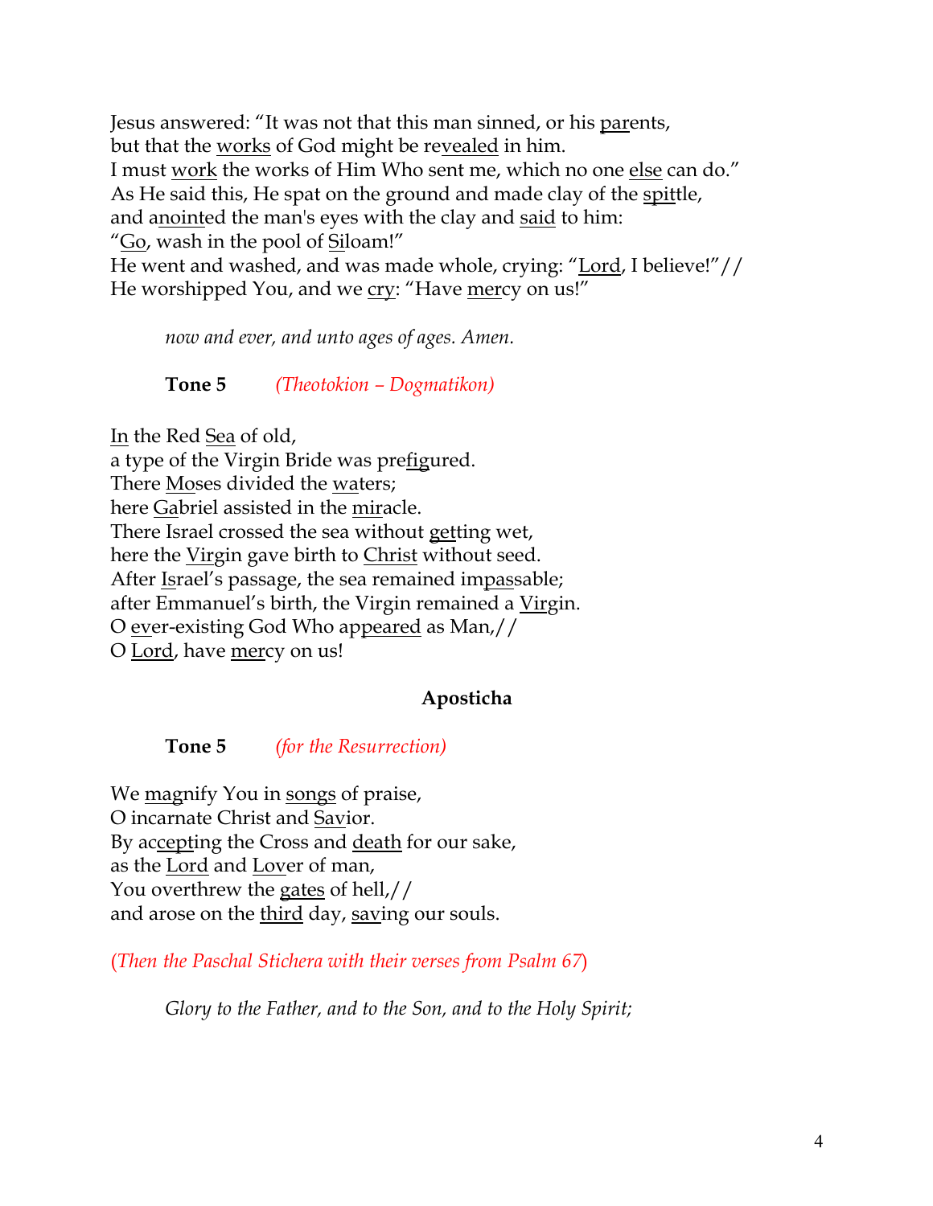Jesus answered: "It was not that this man sinned, or his parents,
but that the works of God might be revealed in him.
I must work the works of Him Who sent me, which no one else can do."
As He said this, He spat on the ground and made clay of the spittle,
and anointed the man's eyes with the clay and said to him:
"Go, wash in the pool of Siloam!"
He went and washed, and was made whole, crying: "Lord, I believe!"//
He worshipped You, and we cry: "Have mercy on us!"

*now and ever, and unto ages of ages. Amen.*

**Tone 5** *(Theotokion – Dogmatikon)*

In the Red Sea of old,
a type of the Virgin Bride was prefigured.
There Moses divided the waters;
here Gabriel assisted in the miracle.
There Israel crossed the sea without getting wet,
here the Virgin gave birth to Christ without seed.
After Israel's passage, the sea remained impassable;
after Emmanuel's birth, the Virgin remained a Virgin.
O ever-existing God Who appeared as Man,//
O Lord, have mercy on us!

### Aposticha

**Tone 5** *(for the Resurrection)*

We magnify You in songs of praise,
O incarnate Christ and Savior.
By accepting the Cross and death for our sake,
as the Lord and Lover of man,
You overthrew the gates of hell,//
and arose on the third day, saving our souls.

*(Then the Paschal Stichera with their verses from Psalm 67)*

*Glory to the Father, and to the Son, and to the Holy Spirit;*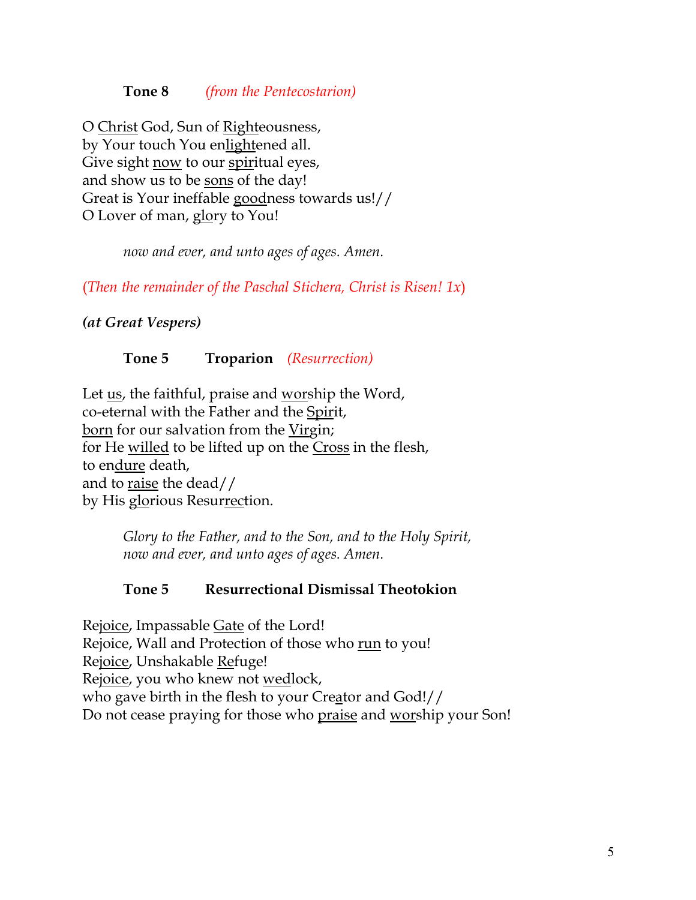**Tone 8** *(from the Pentecostarion)*

O Christ God, Sun of Righteousness,
by Your touch You enlightened all.
Give sight now to our spiritual eyes,
and show us to be sons of the day!
Great is Your ineffable goodness towards us!//
O Lover of man, glory to You!

*now and ever, and unto ages of ages. Amen.*

*(Then the remainder of the Paschal Stichera, Christ is Risen! 1x)*

***(at Great Vespers)***

**Tone 5** **Troparion** *(Resurrection)*

Let us, the faithful, praise and worship the Word,
co-eternal with the Father and the Spirit,
born for our salvation from the Virgin;
for He willed to be lifted up on the Cross in the flesh,
to endure death,
and to raise the dead//
by His glorious Resurrection.

*Glory to the Father, and to the Son, and to the Holy Spirit,*
*now and ever, and unto ages of ages. Amen.*

**Tone 5** **Resurrectional Dismissal Theotokion**

Rejoice, Impassable Gate of the Lord!
Rejoice, Wall and Protection of those who run to you!
Rejoice, Unshakable Refuge!
Rejoice, you who knew not wedlock,
who gave birth in the flesh to your Creator and God!//
Do not cease praying for those who praise and worship your Son!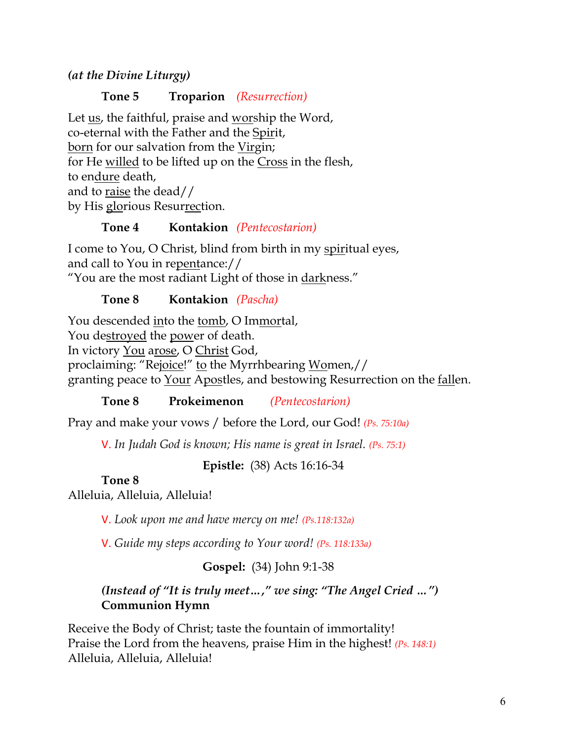***(at the Divine Liturgy)***

**Tone 5 Troparion** *(Resurrection)*

Let us, the faithful, praise and worship the Word,
co-eternal with the Father and the Spirit,
born for our salvation from the Virgin;
for He willed to be lifted up on the Cross in the flesh,
to endure death,
and to raise the dead//
by His glorious Resurrection.

**Tone 4 Kontakion** *(Pentecostarion)*

I come to You, O Christ, blind from birth in my spiritual eyes,
and call to You in repentance://
"You are the most radiant Light of those in darkness."

**Tone 8 Kontakion** *(Pascha)*

You descended into the tomb, O Immortal,
You destroyed the power of death.
In victory You arose, O Christ God,
proclaiming: "Rejoice!" to the Myrrhbearing Women,//
granting peace to Your Apostles, and bestowing Resurrection on the fallen.

**Tone 8 Prokeimenon** *(Pentecostarion)*

Pray and make your vows / before the Lord, our God! *(Ps. 75:10a)*

V. *In Judah God is known; His name is great in Israel.* *(Ps. 75:1)*

**Epistle:** (38) Acts 16:16-34

**Tone 8**
Alleluia, Alleluia, Alleluia!

V. *Look upon me and have mercy on me!* *(Ps.118:132a)*

V. *Guide my steps according to Your word!* *(Ps. 118:133a)*

**Gospel:** (34) John 9:1-38

***(Instead of "It is truly meet…," we sing: "The Angel Cried …")***
**Communion Hymn**

Receive the Body of Christ; taste the fountain of immortality!
Praise the Lord from the heavens, praise Him in the highest! *(Ps. 148:1)*
Alleluia, Alleluia, Alleluia!